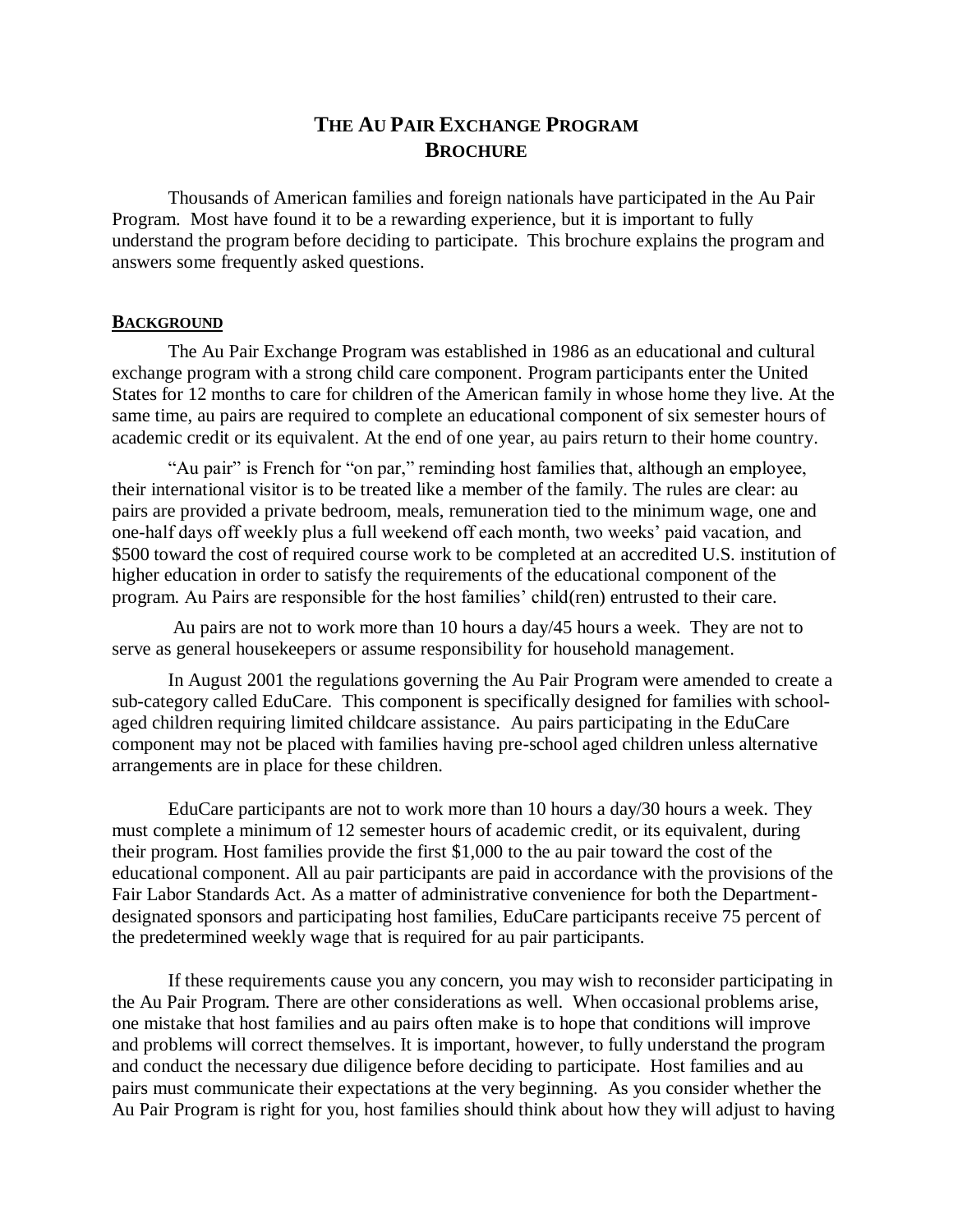# THE AU PAIR EXCHANGE PROGRAM BROCHURE

Thousands of American families and foreign nationals have participated in the Au Pair Program. Most have found it to be a rewarding experience, but it is important to fully understand the program before deciding to participate. This brochure explains the program and answers some frequently asked questions.

## BACKGROUND

The Au Pair Exchange Program was established in 1986 as an educational and cultural exchange program with a strong child care component. Program participants enter the United States for 12 months to care for children of the American family in whose home they live. At the same time, au pairs are required to complete an educational component of six semester hours of academic credit or its equivalent. At the end of one year, au pairs return to their home country.

"Au pair" is French for "on par," reminding host families that, although an employee, their international visitor is to be treated like a member of the family. The rules are clear: au pairs are provided a private bedroom, meals, remuneration tied to the minimum wage, one and one-half days off weekly plus a full weekend off each month, two weeks' paid vacation, and $500 toward the cost of required course work to be completed at an accredited U.S. institution of higher education in order to satisfy the requirements of the educational component of the program. Au Pairs are responsible for the host families' child(ren) entrusted to their care.

Au pairs are not to work more than 10 hours a day/45 hours a week. They are not to serve as general housekeepers or assume responsibility for household management.

In August 2001 the regulations governing the Au Pair Program were amended to create a sub-category called EduCare. This component is specifically designed for families with school-aged children requiring limited childcare assistance. Au pairs participating in the EduCare component may not be placed with families having pre-school aged children unless alternative arrangements are in place for these children.

EduCare participants are not to work more than 10 hours a day/30 hours a week. They must complete a minimum of 12 semester hours of academic credit, or its equivalent, during their program. Host families provide the first $1,000 to the au pair toward the cost of the educational component. All au pair participants are paid in accordance with the provisions of the Fair Labor Standards Act. As a matter of administrative convenience for both the Department-designated sponsors and participating host families, EduCare participants receive 75 percent of the predetermined weekly wage that is required for au pair participants.

If these requirements cause you any concern, you may wish to reconsider participating in the Au Pair Program. There are other considerations as well. When occasional problems arise, one mistake that host families and au pairs often make is to hope that conditions will improve and problems will correct themselves. It is important, however, to fully understand the program and conduct the necessary due diligence before deciding to participate. Host families and au pairs must communicate their expectations at the very beginning. As you consider whether the Au Pair Program is right for you, host families should think about how they will adjust to having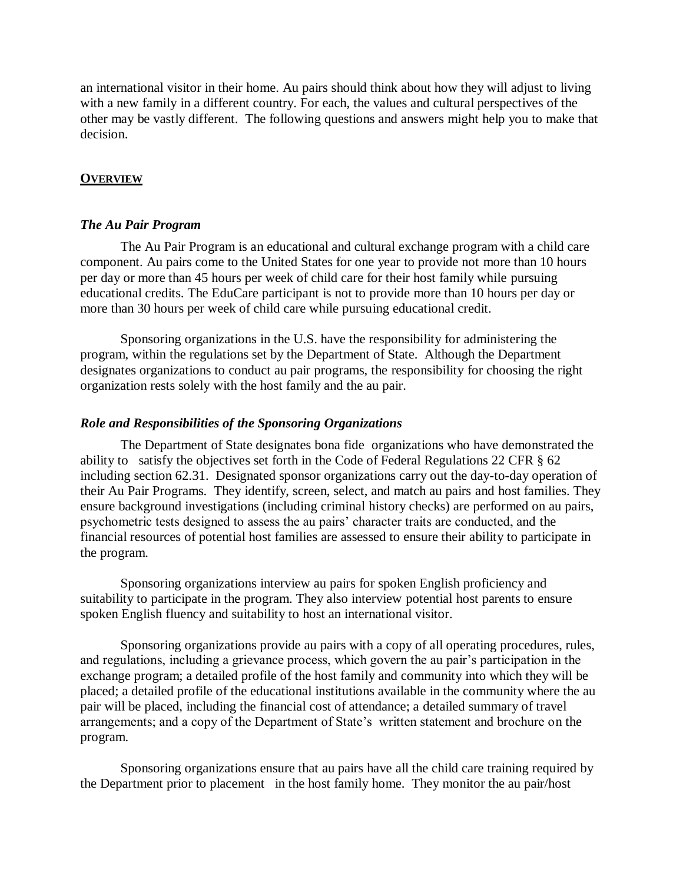an international visitor in their home. Au pairs should think about how they will adjust to living with a new family in a different country. For each, the values and cultural perspectives of the other may be vastly different. The following questions and answers might help you to make that decision.

## **OVERVIEW**

### ***The Au Pair Program***

The Au Pair Program is an educational and cultural exchange program with a child care component. Au pairs come to the United States for one year to provide not more than 10 hours per day or more than 45 hours per week of child care for their host family while pursuing educational credits. The EduCare participant is not to provide more than 10 hours per day or more than 30 hours per week of child care while pursuing educational credit.

Sponsoring organizations in the U.S. have the responsibility for administering the program, within the regulations set by the Department of State. Although the Department designates organizations to conduct au pair programs, the responsibility for choosing the right organization rests solely with the host family and the au pair.

### ***Role and Responsibilities of the Sponsoring Organizations***

The Department of State designates bona fide organizations who have demonstrated the ability to satisfy the objectives set forth in the Code of Federal Regulations 22 CFR § 62 including section 62.31. Designated sponsor organizations carry out the day-to-day operation of their Au Pair Programs. They identify, screen, select, and match au pairs and host families. They ensure background investigations (including criminal history checks) are performed on au pairs, psychometric tests designed to assess the au pairs' character traits are conducted, and the financial resources of potential host families are assessed to ensure their ability to participate in the program.

Sponsoring organizations interview au pairs for spoken English proficiency and suitability to participate in the program. They also interview potential host parents to ensure spoken English fluency and suitability to host an international visitor.

Sponsoring organizations provide au pairs with a copy of all operating procedures, rules, and regulations, including a grievance process, which govern the au pair's participation in the exchange program; a detailed profile of the host family and community into which they will be placed; a detailed profile of the educational institutions available in the community where the au pair will be placed, including the financial cost of attendance; a detailed summary of travel arrangements; and a copy of the Department of State's written statement and brochure on the program.

Sponsoring organizations ensure that au pairs have all the child care training required by the Department prior to placement in the host family home. They monitor the au pair/host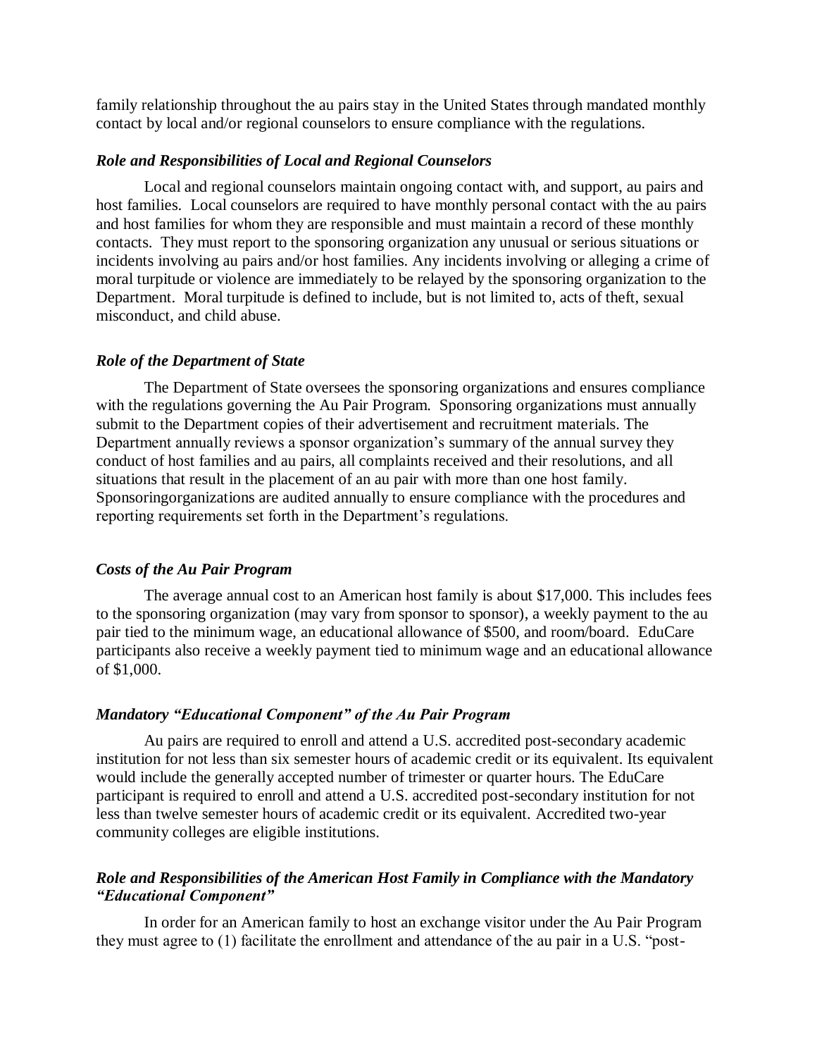family relationship throughout the au pairs stay in the United States through mandated monthly contact by local and/or regional counselors to ensure compliance with the regulations.

### *Role and Responsibilities of Local and Regional Counselors*

Local and regional counselors maintain ongoing contact with, and support, au pairs and host families. Local counselors are required to have monthly personal contact with the au pairs and host families for whom they are responsible and must maintain a record of these monthly contacts. They must report to the sponsoring organization any unusual or serious situations or incidents involving au pairs and/or host families. Any incidents involving or alleging a crime of moral turpitude or violence are immediately to be relayed by the sponsoring organization to the Department. Moral turpitude is defined to include, but is not limited to, acts of theft, sexual misconduct, and child abuse.

### *Role of the Department of State*

The Department of State oversees the sponsoring organizations and ensures compliance with the regulations governing the Au Pair Program. Sponsoring organizations must annually submit to the Department copies of their advertisement and recruitment materials. The Department annually reviews a sponsor organization's summary of the annual survey they conduct of host families and au pairs, all complaints received and their resolutions, and all situations that result in the placement of an au pair with more than one host family. Sponsoringorganizations are audited annually to ensure compliance with the procedures and reporting requirements set forth in the Department's regulations.

### *Costs of the Au Pair Program*

The average annual cost to an American host family is about $17,000. This includes fees to the sponsoring organization (may vary from sponsor to sponsor), a weekly payment to the au pair tied to the minimum wage, an educational allowance of $500, and room/board. EduCare participants also receive a weekly payment tied to minimum wage and an educational allowance of $1,000.

### *Mandatory "Educational Component" of the Au Pair Program*

Au pairs are required to enroll and attend a U.S. accredited post-secondary academic institution for not less than six semester hours of academic credit or its equivalent. Its equivalent would include the generally accepted number of trimester or quarter hours. The EduCare participant is required to enroll and attend a U.S. accredited post-secondary institution for not less than twelve semester hours of academic credit or its equivalent. Accredited two-year community colleges are eligible institutions.

### *Role and Responsibilities of the American Host Family in Compliance with the Mandatory "Educational Component"*

In order for an American family to host an exchange visitor under the Au Pair Program they must agree to (1) facilitate the enrollment and attendance of the au pair in a U.S. "post-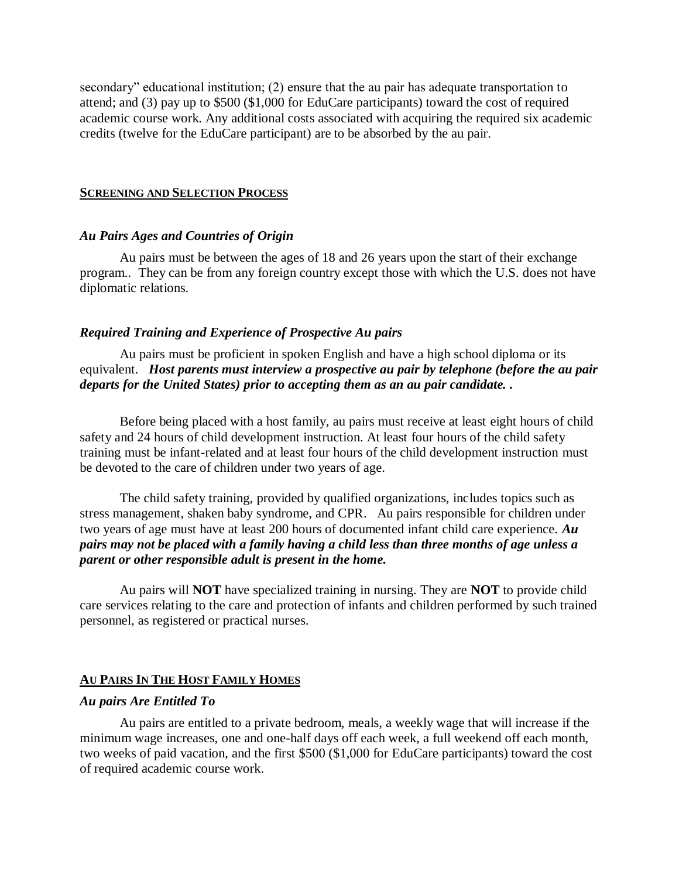secondary" educational institution; (2) ensure that the au pair has adequate transportation to attend; and (3) pay up to $500 ($1,000 for EduCare participants) toward the cost of required academic course work. Any additional costs associated with acquiring the required six academic credits (twelve for the EduCare participant) are to be absorbed by the au pair.

## **SCREENING AND SELECTION PROCESS**

### ***Au Pairs Ages and Countries of Origin***

Au pairs must be between the ages of 18 and 26 years upon the start of their exchange program.. They can be from any foreign country except those with which the U.S. does not have diplomatic relations.

### ***Required Training and Experience of Prospective Au pairs***

Au pairs must be proficient in spoken English and have a high school diploma or its equivalent. ***Host parents must interview a prospective au pair by telephone (before the au pair departs for the United States) prior to accepting them as an au pair candidate. .***

Before being placed with a host family, au pairs must receive at least eight hours of child safety and 24 hours of child development instruction. At least four hours of the child safety training must be infant-related and at least four hours of the child development instruction must be devoted to the care of children under two years of age.

The child safety training, provided by qualified organizations, includes topics such as stress management, shaken baby syndrome, and CPR. Au pairs responsible for children under two years of age must have at least 200 hours of documented infant child care experience. ***Au pairs may not be placed with a family having a child less than three months of age unless a parent or other responsible adult is present in the home.***

Au pairs will **NOT** have specialized training in nursing. They are **NOT** to provide child care services relating to the care and protection of infants and children performed by such trained personnel, as registered or practical nurses.

## **AU PAIRS IN THE HOST FAMILY HOMES**

### ***Au pairs Are Entitled To***

Au pairs are entitled to a private bedroom, meals, a weekly wage that will increase if the minimum wage increases, one and one-half days off each week, a full weekend off each month, two weeks of paid vacation, and the first $500 ($1,000 for EduCare participants) toward the cost of required academic course work.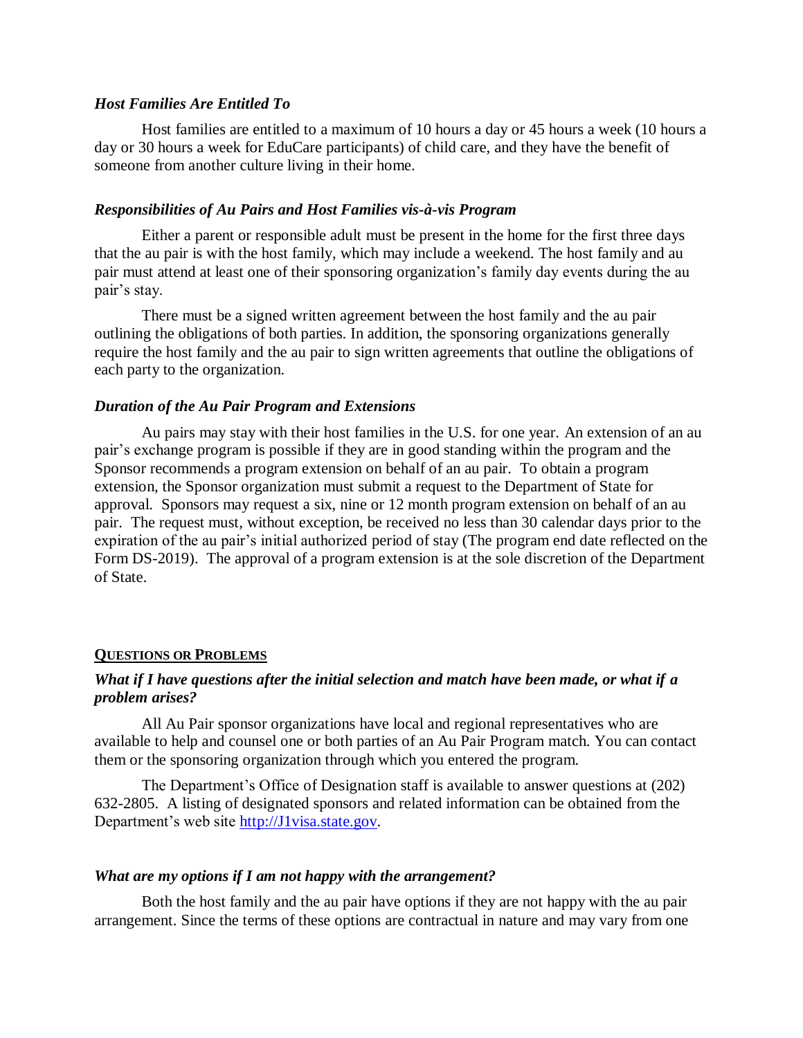### *Host Families Are Entitled To*

Host families are entitled to a maximum of 10 hours a day or 45 hours a week (10 hours a day or 30 hours a week for EduCare participants) of child care, and they have the benefit of someone from another culture living in their home.

### *Responsibilities of Au Pairs and Host Families vis-à-vis Program*

Either a parent or responsible adult must be present in the home for the first three days that the au pair is with the host family, which may include a weekend. The host family and au pair must attend at least one of their sponsoring organization's family day events during the au pair's stay.

There must be a signed written agreement between the host family and the au pair outlining the obligations of both parties. In addition, the sponsoring organizations generally require the host family and the au pair to sign written agreements that outline the obligations of each party to the organization.

### *Duration of the Au Pair Program and Extensions*

Au pairs may stay with their host families in the U.S. for one year. An extension of an au pair's exchange program is possible if they are in good standing within the program and the Sponsor recommends a program extension on behalf of an au pair. To obtain a program extension, the Sponsor organization must submit a request to the Department of State for approval. Sponsors may request a six, nine or 12 month program extension on behalf of an au pair. The request must, without exception, be received no less than 30 calendar days prior to the expiration of the au pair's initial authorized period of stay (The program end date reflected on the Form DS-2019). The approval of a program extension is at the sole discretion of the Department of State.

## <u>QUESTIONS OR PROBLEMS</u>

### *What if I have questions after the initial selection and match have been made, or what if a problem arises?*

All Au Pair sponsor organizations have local and regional representatives who are available to help and counsel one or both parties of an Au Pair Program match. You can contact them or the sponsoring organization through which you entered the program.

The Department's Office of Designation staff is available to answer questions at (202) 632-2805. A listing of designated sponsors and related information can be obtained from the Department's web site [http://J1visa.state.gov](http://J1visa.state.gov).

### *What are my options if I am not happy with the arrangement?*

Both the host family and the au pair have options if they are not happy with the au pair arrangement. Since the terms of these options are contractual in nature and may vary from one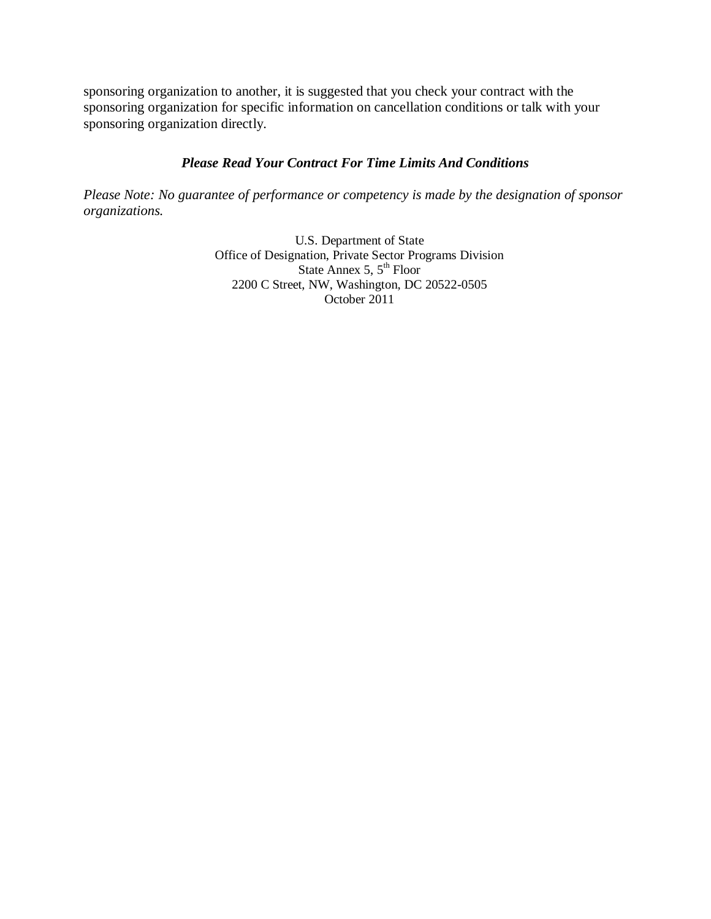sponsoring organization to another, it is suggested that you check your contract with the sponsoring organization for specific information on cancellation conditions or talk with your sponsoring organization directly.

***Please Read Your Contract For Time Limits And Conditions***

*Please Note: No guarantee of performance or competency is made by the designation of sponsor organizations.*

U.S. Department of State
Office of Designation, Private Sector Programs Division
State Annex 5, 5th Floor
2200 C Street, NW, Washington, DC 20522-0505
October 2011